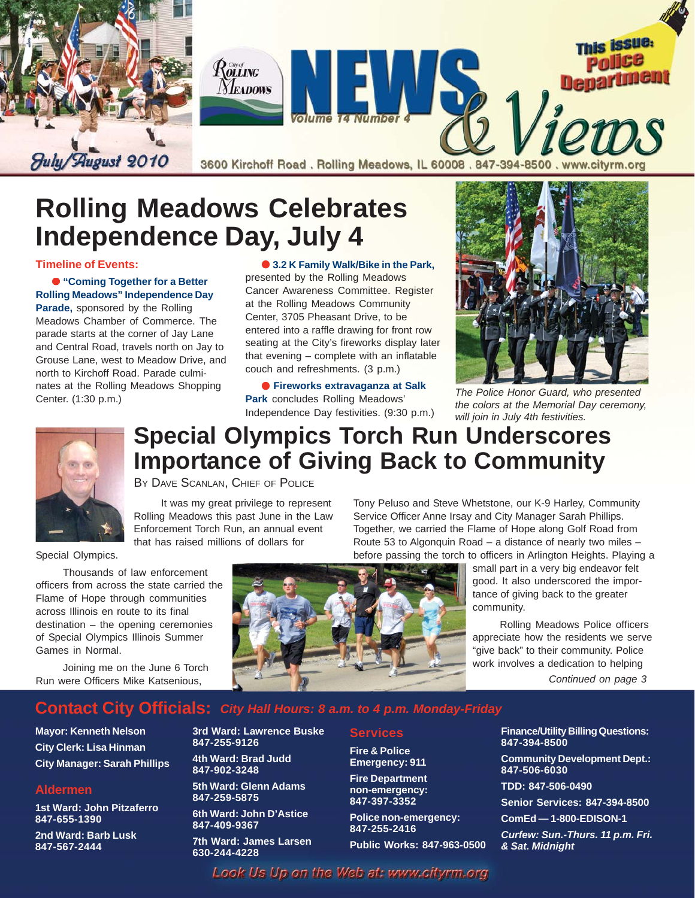# NEWS & Views

City of Rolling Meadows

Volume 14 Number 4

July/August 2010

3600 Kirchoff Road . Rolling Meadows, IL 60008 . 847-394-8500 . www.cityrm.org

This Issue: Police Department

## Rolling Meadows Celebrates Independence Day, July 4

**Timeline of Events:**

- **"Coming Together for a Better Rolling Meadows" Independence Day Parade,** sponsored by the Rolling Meadows Chamber of Commerce. The parade starts at the corner of Jay Lane and Central Road, travels north on Jay to Grouse Lane, west to Meadow Drive, and north to Kirchoff Road. Parade culminates at the Rolling Meadows Shopping Center. (1:30 p.m.)
- **3.2 K Family Walk/Bike in the Park,** presented by the Rolling Meadows Cancer Awareness Committee. Register at the Rolling Meadows Community Center, 3705 Pheasant Drive, to be entered into a raffle drawing for front row seating at the City's fireworks display later that evening – complete with an inflatable couch and refreshments. (3 p.m.)
- **Fireworks extravaganza at Salk Park** concludes Rolling Meadows' Independence Day festivities. (9:30 p.m.)

*The Police Honor Guard, who presented the colors at the Memorial Day ceremony, will join in July 4th festivities.*

## Special Olympics Torch Run Underscores Importance of Giving Back to Community

BY DAVE SCANLAN, CHIEF OF POLICE

It was my great privilege to represent Rolling Meadows this past June in the Law Enforcement Torch Run, an annual event that has raised millions of dollars for Special Olympics.

Thousands of law enforcement officers from across the state carried the Flame of Hope through communities across Illinois en route to its final destination – the opening ceremonies of Special Olympics Illinois Summer Games in Normal.

Joining me on the June 6 Torch Run were Officers Mike Katsenious, Tony Peluso and Steve Whetstone, our K-9 Harley, Community Service Officer Anne Irsay and City Manager Sarah Phillips. Together, we carried the Flame of Hope along Golf Road from Route 53 to Algonquin Road – a distance of nearly two miles – before passing the torch to officers in Arlington Heights. Playing a small part in a very big endeavor felt good. It also underscored the importance of giving back to the greater community.

Rolling Meadows Police officers appreciate how the residents we serve "give back" to their community. Police work involves a dedication to helping

*Continued on page 3*

## Contact City Officials: *City Hall Hours: 8 a.m. to 4 p.m. Monday-Friday*

**Mayor: Kenneth Nelson**
**City Clerk: Lisa Hinman**
**City Manager: Sarah Phillips**

### Aldermen

**1st Ward: John Pitzaferro 847-655-1390**
**2nd Ward: Barb Lusk 847-567-2444**
**3rd Ward: Lawrence Buske 847-255-9126**
**4th Ward: Brad Judd 847-902-3248**
**5th Ward: Glenn Adams 847-259-5875**
**6th Ward: John D'Astice 847-409-9367**
**7th Ward: James Larsen 630-244-4228**

### Services

**Fire & Police Emergency: 911**
**Fire Department non-emergency: 847-397-3352**
**Police non-emergency: 847-255-2416**
**Public Works: 847-963-0500**
**Finance/Utility Billing Questions: 847-394-8500**
**Community Development Dept.: 847-506-6030**
**TDD: 847-506-0490**
**Senior Services: 847-394-8500**
**ComEd — 1-800-EDISON-1**
***Curfew: Sun.-Thurs. 11 p.m. Fri. & Sat. Midnight***

Look Us Up on the Web at: www.cityrm.org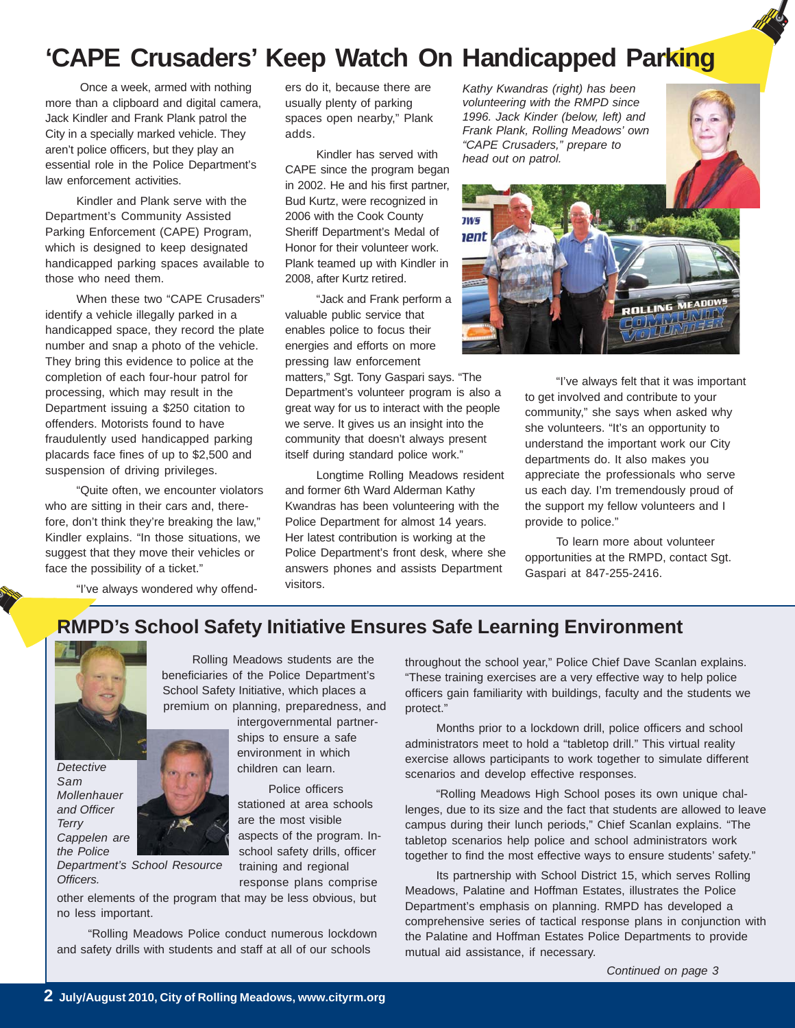# 'CAPE Crusaders' Keep Watch On Handicapped Parking

Once a week, armed with nothing more than a clipboard and digital camera, Jack Kindler and Frank Plank patrol the City in a specially marked vehicle. They aren't police officers, but they play an essential role in the Police Department's law enforcement activities.

Kindler and Plank serve with the Department's Community Assisted Parking Enforcement (CAPE) Program, which is designed to keep designated handicapped parking spaces available to those who need them.

When these two "CAPE Crusaders" identify a vehicle illegally parked in a handicapped space, they record the plate number and snap a photo of the vehicle. They bring this evidence to police at the completion of each four-hour patrol for processing, which may result in the Department issuing a $250 citation to offenders. Motorists found to have fraudulently used handicapped parking placards face fines of up to $2,500 and suspension of driving privileges.

"Quite often, we encounter violators who are sitting in their cars and, therefore, don't think they're breaking the law," Kindler explains. "In those situations, we suggest that they move their vehicles or face the possibility of a ticket."

"I've always wondered why offenders do it, because there are usually plenty of parking spaces open nearby," Plank adds.

Kindler has served with CAPE since the program began in 2002. He and his first partner, Bud Kurtz, were recognized in 2006 with the Cook County Sheriff Department's Medal of Honor for their volunteer work. Plank teamed up with Kindler in 2008, after Kurtz retired.

"Jack and Frank perform a valuable public service that enables police to focus their energies and efforts on more pressing law enforcement matters," Sgt. Tony Gaspari says. "The Department's volunteer program is also a great way for us to interact with the people we serve. It gives us an insight into the community that doesn't always present itself during standard police work."

Longtime Rolling Meadows resident and former 6th Ward Alderman Kathy Kwandras has been volunteering with the Police Department for almost 14 years. Her latest contribution is working at the Police Department's front desk, where she answers phones and assists Department visitors.

*Kathy Kwandras (right) has been volunteering with the RMPD since 1996. Jack Kinder (below, left) and Frank Plank, Rolling Meadows' own "CAPE Crusaders," prepare to head out on patrol.*

"I've always felt that it was important to get involved and contribute to your community," she says when asked why she volunteers. "It's an opportunity to understand the important work our City departments do. It also makes you appreciate the professionals who serve us each day. I'm tremendously proud of the support my fellow volunteers and I provide to police."

To learn more about volunteer opportunities at the RMPD, contact Sgt. Gaspari at 847-255-2416.

# RMPD's School Safety Initiative Ensures Safe Learning Environment

*Detective Sam Mollenhauer and Officer Terry Cappelen are the Police Department's School Resource Officers.*

Rolling Meadows students are the beneficiaries of the Police Department's School Safety Initiative, which places a premium on planning, preparedness, and intergovernmental partnerships to ensure a safe environment in which children can learn.

Police officers stationed at area schools are the most visible aspects of the program. In-school safety drills, officer training and regional response plans comprise other elements of the program that may be less obvious, but no less important.

"Rolling Meadows Police conduct numerous lockdown and safety drills with students and staff at all of our schools throughout the school year," Police Chief Dave Scanlan explains. "These training exercises are a very effective way to help police officers gain familiarity with buildings, faculty and the students we protect."

Months prior to a lockdown drill, police officers and school administrators meet to hold a "tabletop drill." This virtual reality exercise allows participants to work together to simulate different scenarios and develop effective responses.

"Rolling Meadows High School poses its own unique challenges, due to its size and the fact that students are allowed to leave campus during their lunch periods," Chief Scanlan explains. "The tabletop scenarios help police and school administrators work together to find the most effective ways to ensure students' safety."

Its partnership with School District 15, which serves Rolling Meadows, Palatine and Hoffman Estates, illustrates the Police Department's emphasis on planning. RMPD has developed a comprehensive series of tactical response plans in conjunction with the Palatine and Hoffman Estates Police Departments to provide mutual aid assistance, if necessary.

*Continued on page 3*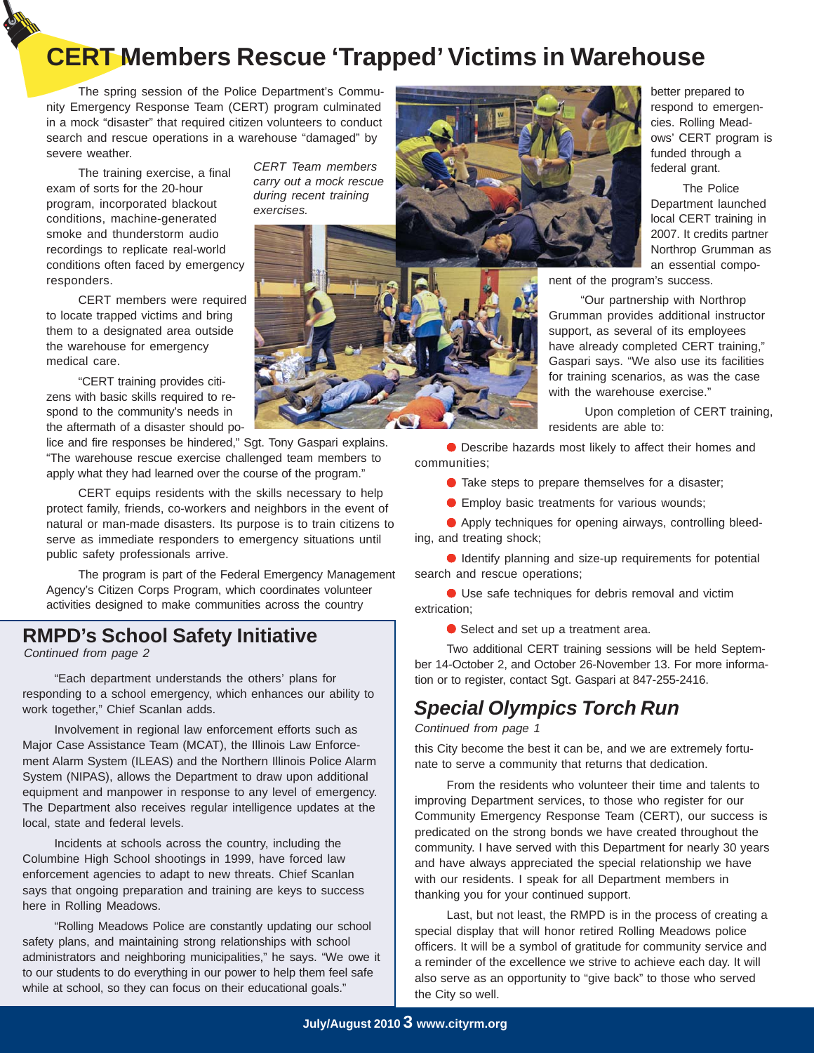# CERT Members Rescue 'Trapped' Victims in Warehouse

The spring session of the Police Department's Community Emergency Response Team (CERT) program culminated in a mock "disaster" that required citizen volunteers to conduct search and rescue operations in a warehouse "damaged" by severe weather.

The training exercise, a final exam of sorts for the 20-hour program, incorporated blackout conditions, machine-generated smoke and thunderstorm audio recordings to replicate real-world conditions often faced by emergency responders.

*CERT Team members carry out a mock rescue during recent training exercises.*

CERT members were required to locate trapped victims and bring them to a designated area outside the warehouse for emergency medical care.

"CERT training provides citizens with basic skills required to respond to the community's needs in the aftermath of a disaster should police and fire responses be hindered," Sgt. Tony Gaspari explains. "The warehouse rescue exercise challenged team members to apply what they had learned over the course of the program."

CERT equips residents with the skills necessary to help protect family, friends, co-workers and neighbors in the event of natural or man-made disasters. Its purpose is to train citizens to serve as immediate responders to emergency situations until public safety professionals arrive.

The program is part of the Federal Emergency Management Agency's Citizen Corps Program, which coordinates volunteer activities designed to make communities across the country better prepared to respond to emergencies. Rolling Meadows' CERT program is funded through a federal grant.

The Police Department launched local CERT training in 2007. It credits partner Northrop Grumman as an essential component of the program's success.

"Our partnership with Northrop Grumman provides additional instructor support, as several of its employees have already completed CERT training," Gaspari says. "We also use its facilities for training scenarios, as was the case with the warehouse exercise."

Upon completion of CERT training, residents are able to:

- Describe hazards most likely to affect their homes and communities;
- Take steps to prepare themselves for a disaster;
- Employ basic treatments for various wounds;
- Apply techniques for opening airways, controlling bleeding, and treating shock;
- Identify planning and size-up requirements for potential search and rescue operations;
- Use safe techniques for debris removal and victim extrication;
- Select and set up a treatment area.

Two additional CERT training sessions will be held September 14-October 2, and October 26-November 13. For more information or to register, contact Sgt. Gaspari at 847-255-2416.

## RMPD's School Safety Initiative

*Continued from page 2*

"Each department understands the others' plans for responding to a school emergency, which enhances our ability to work together," Chief Scanlan adds.

Involvement in regional law enforcement efforts such as Major Case Assistance Team (MCAT), the Illinois Law Enforcement Alarm System (ILEAS) and the Northern Illinois Police Alarm System (NIPAS), allows the Department to draw upon additional equipment and manpower in response to any level of emergency. The Department also receives regular intelligence updates at the local, state and federal levels.

Incidents at schools across the country, including the Columbine High School shootings in 1999, have forced law enforcement agencies to adapt to new threats. Chief Scanlan says that ongoing preparation and training are keys to success here in Rolling Meadows.

"Rolling Meadows Police are constantly updating our school safety plans, and maintaining strong relationships with school administrators and neighboring municipalities," he says. "We owe it to our students to do everything in our power to help them feel safe while at school, so they can focus on their educational goals."

## *Special Olympics Torch Run*

*Continued from page 1*

this City become the best it can be, and we are extremely fortunate to serve a community that returns that dedication.

From the residents who volunteer their time and talents to improving Department services, to those who register for our Community Emergency Response Team (CERT), our success is predicated on the strong bonds we have created throughout the community. I have served with this Department for nearly 30 years and have always appreciated the special relationship we have with our residents. I speak for all Department members in thanking you for your continued support.

Last, but not least, the RMPD is in the process of creating a special display that will honor retired Rolling Meadows police officers. It will be a symbol of gratitude for community service and a reminder of the excellence we strive to achieve each day. It will also serve as an opportunity to "give back" to those who served the City so well.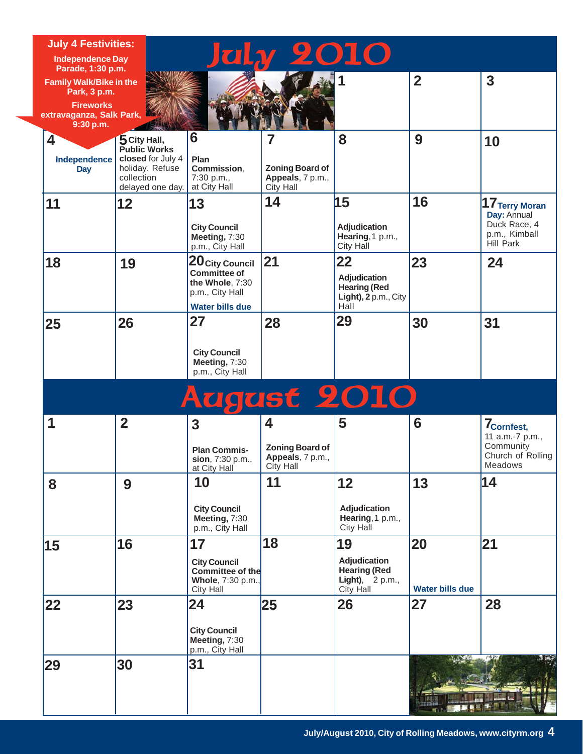**July 4 Festivities:**

Independence Day Parade, 1:30 p.m.

Family Walk/Bike in the Park, 3 p.m.

Fireworks extravaganza, Salk Park, 9:30 p.m.

# July 2010

| Sun | Mon | Tue | Wed | Thu | Fri | Sat |
|---|---|---|---|---|---|---|
| | | | | 1 | 2 | 3 |
| 4 **Independence Day** | 5 **City Hall, Public Works closed** for July 4 holiday. Refuse collection delayed one day. | 6 **Plan Commission**, 7:30 p.m., at City Hall | 7 **Zoning Board of Appeals**, 7 p.m., City Hall | 8 | 9 | 10 |
| 11 | 12 | 13 **City Council Meeting,** 7:30 p.m., City Hall | 14 | 15 **Adjudication Hearing**, 1 p.m., City Hall | 16 | 17 **Terry Moran Day:** Annual Duck Race, 4 p.m., Kimball Hill Park |
| 18 | 19 | 20 **City Council Committee of the Whole**, 7:30 p.m., City Hall **Water bills due** | 21 | 22 **Adjudication Hearing (Red Light), 2** p.m., City Hall | 23 | 24 |
| 25 | 26 | 27 **City Council Meeting,** 7:30 p.m., City Hall | 28 | 29 | 30 | 31 |

# August 2010

| Sun | Mon | Tue | Wed | Thu | Fri | Sat |
|---|---|---|---|---|---|---|
| 1 | 2 | 3 **Plan Commission**, 7:30 p.m., at City Hall | 4 **Zoning Board of Appeals**, 7 p.m., City Hall | 5 | 6 | 7 **Cornfest,** 11 a.m.-7 p.m., Community Church of Rolling Meadows |
| 8 | 9 | 10 **City Council Meeting,** 7:30 p.m., City Hall | 11 | 12 **Adjudication Hearing**, 1 p.m., City Hall | 13 | 14 |
| 15 | 16 | 17 **City Council Committee of the Whole**, 7:30 p.m., City Hall | 18 | 19 **Adjudication Hearing (Red Light)**, 2 p.m., City Hall | 20 **Water bills due** | 21 |
| 22 | 23 | 24 **City Council Meeting,** 7:30 p.m., City Hall | 25 | 26 | 27 | 28 |
| 29 | 30 | 31 | | | | |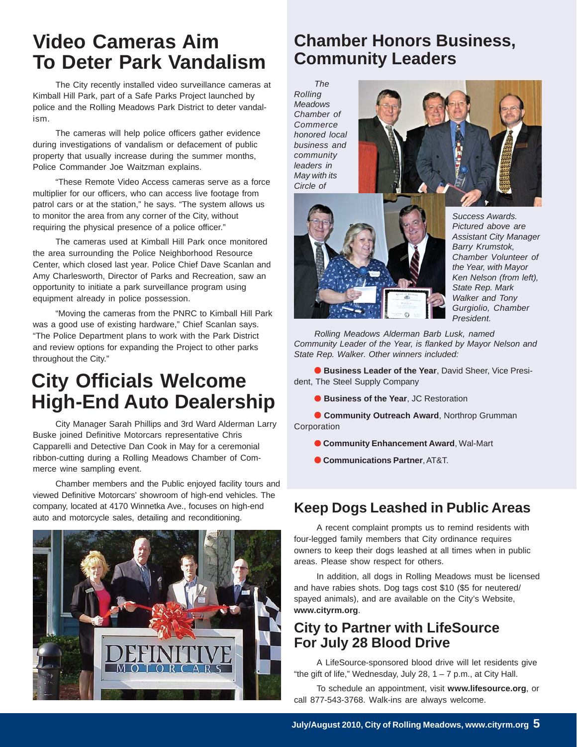# Video Cameras Aim To Deter Park Vandalism

The City recently installed video surveillance cameras at Kimball Hill Park, part of a Safe Parks Project launched by police and the Rolling Meadows Park District to deter vandalism.

The cameras will help police officers gather evidence during investigations of vandalism or defacement of public property that usually increase during the summer months, Police Commander Joe Waitzman explains.

"These Remote Video Access cameras serve as a force multiplier for our officers, who can access live footage from patrol cars or at the station," he says. "The system allows us to monitor the area from any corner of the City, without requiring the physical presence of a police officer."

The cameras used at Kimball Hill Park once monitored the area surrounding the Police Neighborhood Resource Center, which closed last year. Police Chief Dave Scanlan and Amy Charlesworth, Director of Parks and Recreation, saw an opportunity to initiate a park surveillance program using equipment already in police possession.

"Moving the cameras from the PNRC to Kimball Hill Park was a good use of existing hardware," Chief Scanlan says. "The Police Department plans to work with the Park District and review options for expanding the Project to other parks throughout the City."

# City Officials Welcome High-End Auto Dealership

City Manager Sarah Phillips and 3rd Ward Alderman Larry Buske joined Definitive Motorcars representative Chris Capparelli and Detective Dan Cook in May for a ceremonial ribbon-cutting during a Rolling Meadows Chamber of Commerce wine sampling event.

Chamber members and the Public enjoyed facility tours and viewed Definitive Motorcars' showroom of high-end vehicles. The company, located at 4170 Winnetka Ave., focuses on high-end auto and motorcycle sales, detailing and reconditioning.

# Chamber Honors Business, Community Leaders

*The Rolling Meadows Chamber of Commerce honored local business and community leaders in May with its Circle of Success Awards. Pictured above are Assistant City Manager Barry Krumstok, Chamber Volunteer of the Year, with Mayor Ken Nelson (from left), State Rep. Mark Walker and Tony Gurgiolio, Chamber President.*

*Rolling Meadows Alderman Barb Lusk, named Community Leader of the Year, is flanked by Mayor Nelson and State Rep. Walker. Other winners included:*

- **Business Leader of the Year**, David Sheer, Vice President, The Steel Supply Company
- **Business of the Year**, JC Restoration
- **Community Outreach Award**, Northrop Grumman Corporation
- **Community Enhancement Award**, Wal-Mart
- **Communications Partner**, AT&T.

## Keep Dogs Leashed in Public Areas

A recent complaint prompts us to remind residents with four-legged family members that City ordinance requires owners to keep their dogs leashed at all times when in public areas. Please show respect for others.

In addition, all dogs in Rolling Meadows must be licensed and have rabies shots. Dog tags cost $10 ($5 for neutered/spayed animals), and are available on the City's Website, **www.cityrm.org**.

## City to Partner with LifeSource For July 28 Blood Drive

A LifeSource-sponsored blood drive will let residents give "the gift of life," Wednesday, July 28, 1 – 7 p.m., at City Hall.

To schedule an appointment, visit **www.lifesource.org**, or call 877-543-3768. Walk-ins are always welcome.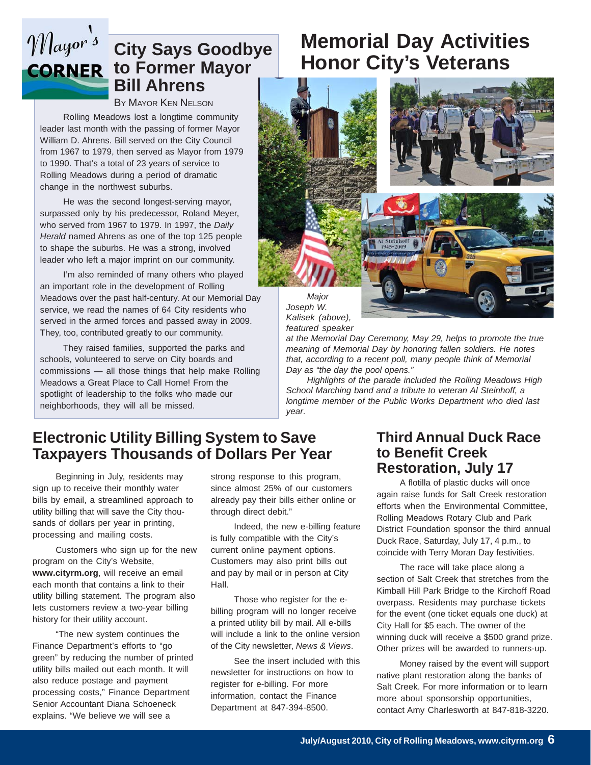Mayor's CORNER

## City Says Goodbye to Former Mayor Bill Ahrens

BY MAYOR KEN NELSON

Rolling Meadows lost a longtime community leader last month with the passing of former Mayor William D. Ahrens. Bill served on the City Council from 1967 to 1979, then served as Mayor from 1979 to 1990. That's a total of 23 years of service to Rolling Meadows during a period of dramatic change in the northwest suburbs.

He was the second longest-serving mayor, surpassed only by his predecessor, Roland Meyer, who served from 1967 to 1979. In 1997, the *Daily Herald* named Ahrens as one of the top 125 people to shape the suburbs. He was a strong, involved leader who left a major imprint on our community.

I'm also reminded of many others who played an important role in the development of Rolling Meadows over the past half-century. At our Memorial Day service, we read the names of 64 City residents who served in the armed forces and passed away in 2009. They, too, contributed greatly to our community.

They raised families, supported the parks and schools, volunteered to serve on City boards and commissions — all those things that help make Rolling Meadows a Great Place to Call Home! From the spotlight of leadership to the folks who made our neighborhoods, they will all be missed.

## Memorial Day Activities Honor City's Veterans

*Major Joseph W. Kalisek (above), featured speaker at the Memorial Day Ceremony, May 29, helps to promote the true meaning of Memorial Day by honoring fallen soldiers. He notes that, according to a recent poll, many people think of Memorial Day as "the day the pool opens."*

*Highlights of the parade included the Rolling Meadows High School Marching band and a tribute to veteran Al Steinhoff, a longtime member of the Public Works Department who died last year.*

## Electronic Utility Billing System to Save Taxpayers Thousands of Dollars Per Year

Beginning in July, residents may sign up to receive their monthly water bills by email, a streamlined approach to utility billing that will save the City thousands of dollars per year in printing, processing and mailing costs.

Customers who sign up for the new program on the City's Website, **www.cityrm.org**, will receive an email each month that contains a link to their utility billing statement. The program also lets customers review a two-year billing history for their utility account.

"The new system continues the Finance Department's efforts to "go green" by reducing the number of printed utility bills mailed out each month. It will also reduce postage and payment processing costs," Finance Department Senior Accountant Diana Schoeneck explains. "We believe we will see a strong response to this program, since almost 25% of our customers already pay their bills either online or through direct debit."

Indeed, the new e-billing feature is fully compatible with the City's current online payment options. Customers may also print bills out and pay by mail or in person at City Hall.

Those who register for the e-billing program will no longer receive a printed utility bill by mail. All e-bills will include a link to the online version of the City newsletter, *News & Views*.

See the insert included with this newsletter for instructions on how to register for e-billing. For more information, contact the Finance Department at 847-394-8500.

## Third Annual Duck Race to Benefit Creek Restoration, July 17

A flotilla of plastic ducks will once again raise funds for Salt Creek restoration efforts when the Environmental Committee, Rolling Meadows Rotary Club and Park District Foundation sponsor the third annual Duck Race, Saturday, July 17, 4 p.m., to coincide with Terry Moran Day festivities.

The race will take place along a section of Salt Creek that stretches from the Kimball Hill Park Bridge to the Kirchoff Road overpass. Residents may purchase tickets for the event (one ticket equals one duck) at City Hall for $5 each. The owner of the winning duck will receive a $500 grand prize. Other prizes will be awarded to runners-up.

Money raised by the event will support native plant restoration along the banks of Salt Creek. For more information or to learn more about sponsorship opportunities, contact Amy Charlesworth at 847-818-3220.